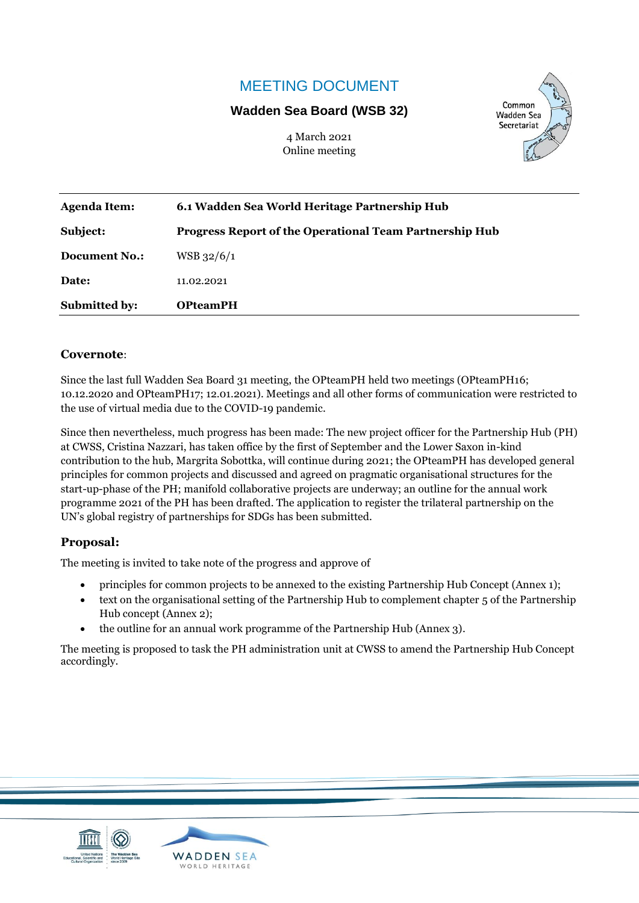# MEETING DOCUMENT

**Wadden Sea Board (WSB 32)**

4 March 2021
Online meeting

| | |
|---|---|
| **Agenda Item:** | **6.1 Wadden Sea World Heritage Partnership Hub** |
| **Subject:** | **Progress Report of the Operational Team Partnership Hub** |
| **Document No.:** | WSB 32/6/1 |
| **Date:** | 11.02.2021 |
| **Submitted by:** | **OPteamPH** |

## Covernote:

Since the last full Wadden Sea Board 31 meeting, the OPteamPH held two meetings (OPteamPH16; 10.12.2020 and OPteamPH17; 12.01.2021). Meetings and all other forms of communication were restricted to the use of virtual media due to the COVID-19 pandemic.

Since then nevertheless, much progress has been made: The new project officer for the Partnership Hub (PH) at CWSS, Cristina Nazzari, has taken office by the first of September and the Lower Saxon in-kind contribution to the hub, Margrita Sobottka, will continue during 2021; the OPteamPH has developed general principles for common projects and discussed and agreed on pragmatic organisational structures for the start-up-phase of the PH; manifold collaborative projects are underway; an outline for the annual work programme 2021 of the PH has been drafted. The application to register the trilateral partnership on the UN's global registry of partnerships for SDGs has been submitted.

## Proposal:

The meeting is invited to take note of the progress and approve of

- principles for common projects to be annexed to the existing Partnership Hub Concept (Annex 1);
- text on the organisational setting of the Partnership Hub to complement chapter 5 of the Partnership Hub concept (Annex 2);
- the outline for an annual work programme of the Partnership Hub (Annex 3).

The meeting is proposed to task the PH administration unit at CWSS to amend the Partnership Hub Concept accordingly.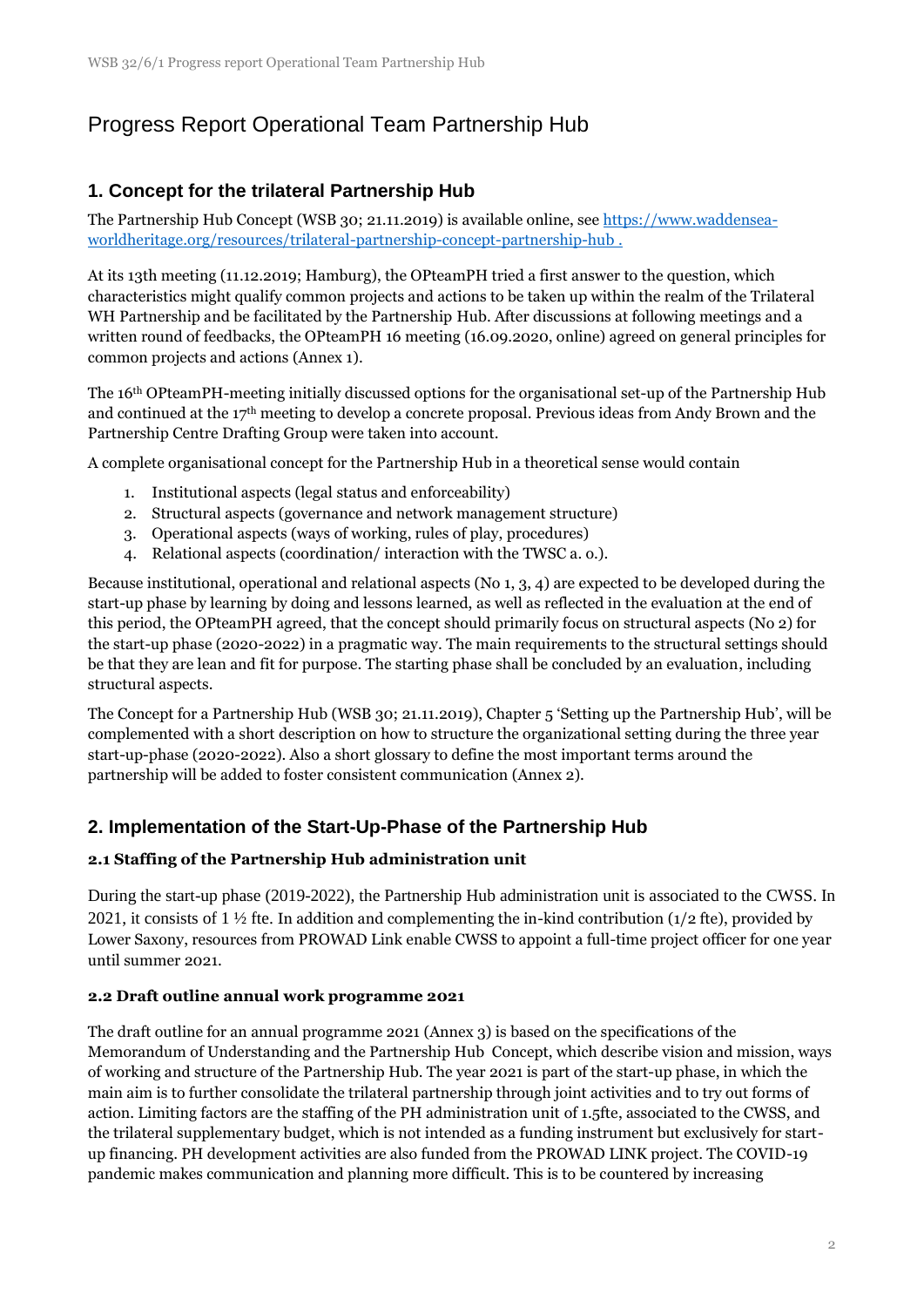# Progress Report Operational Team Partnership Hub

## 1. Concept for the trilateral Partnership Hub

The Partnership Hub Concept (WSB 30; 21.11.2019) is available online, see [https://www.waddensea-worldheritage.org/resources/trilateral-partnership-concept-partnership-hub .](https://www.waddensea-worldheritage.org/resources/trilateral-partnership-concept-partnership-hub)

At its 13th meeting (11.12.2019; Hamburg), the OPteamPH tried a first answer to the question, which characteristics might qualify common projects and actions to be taken up within the realm of the Trilateral WH Partnership and be facilitated by the Partnership Hub. After discussions at following meetings and a written round of feedbacks, the OPteamPH 16 meeting (16.09.2020, online) agreed on general principles for common projects and actions (Annex 1).

The 16th OPteamPH-meeting initially discussed options for the organisational set-up of the Partnership Hub and continued at the 17th meeting to develop a concrete proposal. Previous ideas from Andy Brown and the Partnership Centre Drafting Group were taken into account.

A complete organisational concept for the Partnership Hub in a theoretical sense would contain

1. Institutional aspects (legal status and enforceability)
2. Structural aspects (governance and network management structure)
3. Operational aspects (ways of working, rules of play, procedures)
4. Relational aspects (coordination/ interaction with the TWSC a. o.).

Because institutional, operational and relational aspects (No 1, 3, 4) are expected to be developed during the start-up phase by learning by doing and lessons learned, as well as reflected in the evaluation at the end of this period, the OPteamPH agreed, that the concept should primarily focus on structural aspects (No 2) for the start-up phase (2020-2022) in a pragmatic way. The main requirements to the structural settings should be that they are lean and fit for purpose. The starting phase shall be concluded by an evaluation, including structural aspects.

The Concept for a Partnership Hub (WSB 30; 21.11.2019), Chapter 5 'Setting up the Partnership Hub', will be complemented with a short description on how to structure the organizational setting during the three year start-up-phase (2020-2022). Also a short glossary to define the most important terms around the partnership will be added to foster consistent communication (Annex 2).

## 2. Implementation of the Start-Up-Phase of the Partnership Hub

### 2.1 Staffing of the Partnership Hub administration unit

During the start-up phase (2019-2022), the Partnership Hub administration unit is associated to the CWSS. In 2021, it consists of 1 ½ fte. In addition and complementing the in-kind contribution (1/2 fte), provided by Lower Saxony, resources from PROWAD Link enable CWSS to appoint a full-time project officer for one year until summer 2021.

### 2.2 Draft outline annual work programme 2021

The draft outline for an annual programme 2021 (Annex 3) is based on the specifications of the Memorandum of Understanding and the Partnership Hub Concept, which describe vision and mission, ways of working and structure of the Partnership Hub. The year 2021 is part of the start-up phase, in which the main aim is to further consolidate the trilateral partnership through joint activities and to try out forms of action. Limiting factors are the staffing of the PH administration unit of 1.5fte, associated to the CWSS, and the trilateral supplementary budget, which is not intended as a funding instrument but exclusively for start-up financing. PH development activities are also funded from the PROWAD LINK project. The COVID-19 pandemic makes communication and planning more difficult. This is to be countered by increasing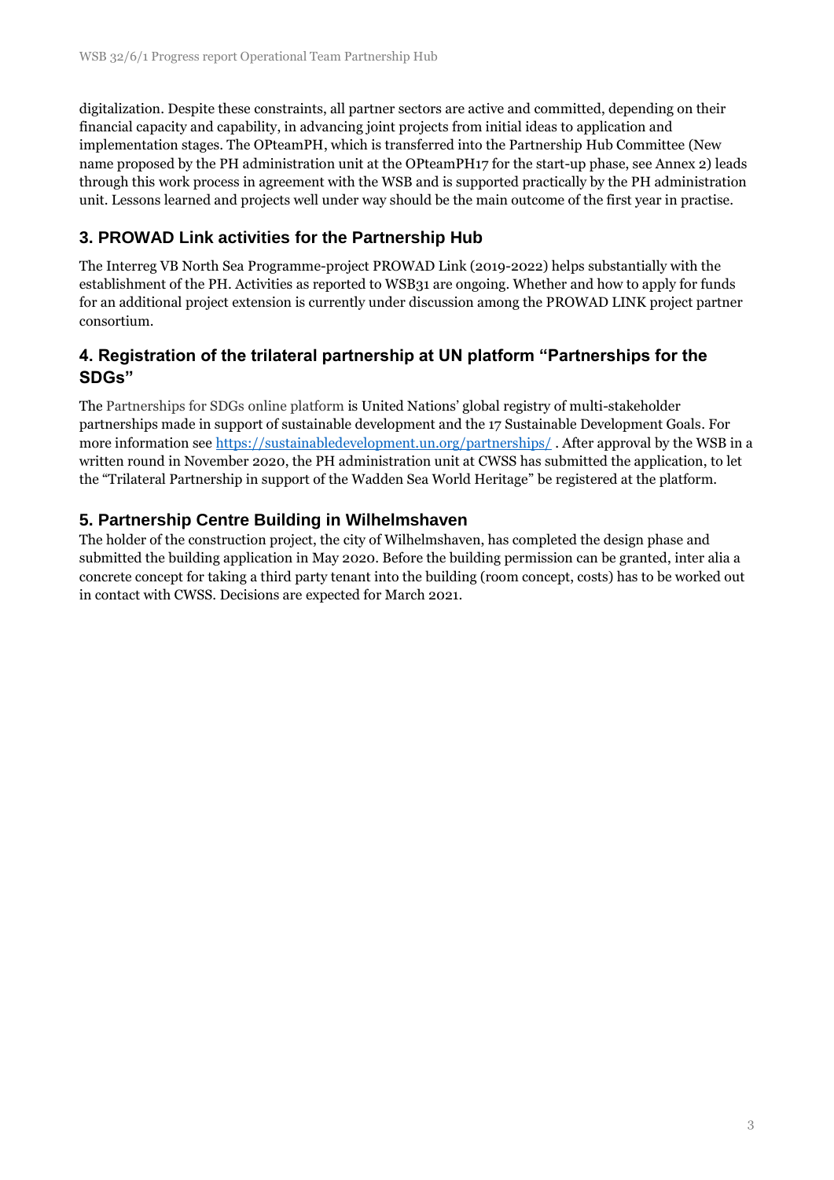digitalization. Despite these constraints, all partner sectors are active and committed, depending on their financial capacity and capability, in advancing joint projects from initial ideas to application and implementation stages. The OPteamPH, which is transferred into the Partnership Hub Committee (New name proposed by the PH administration unit at the OPteamPH17 for the start-up phase, see Annex 2) leads through this work process in agreement with the WSB and is supported practically by the PH administration unit. Lessons learned and projects well under way should be the main outcome of the first year in practise.

## 3. PROWAD Link activities for the Partnership Hub

The Interreg VB North Sea Programme-project PROWAD Link (2019-2022) helps substantially with the establishment of the PH. Activities as reported to WSB31 are ongoing. Whether and how to apply for funds for an additional project extension is currently under discussion among the PROWAD LINK project partner consortium.

## 4. Registration of the trilateral partnership at UN platform "Partnerships for the SDGs"

The Partnerships for SDGs online platform is United Nations' global registry of multi-stakeholder partnerships made in support of sustainable development and the 17 Sustainable Development Goals. For more information see https://sustainabledevelopment.un.org/partnerships/ . After approval by the WSB in a written round in November 2020, the PH administration unit at CWSS has submitted the application, to let the "Trilateral Partnership in support of the Wadden Sea World Heritage" be registered at the platform.

## 5. Partnership Centre Building in Wilhelmshaven

The holder of the construction project, the city of Wilhelmshaven, has completed the design phase and submitted the building application in May 2020. Before the building permission can be granted, inter alia a concrete concept for taking a third party tenant into the building (room concept, costs) has to be worked out in contact with CWSS. Decisions are expected for March 2021.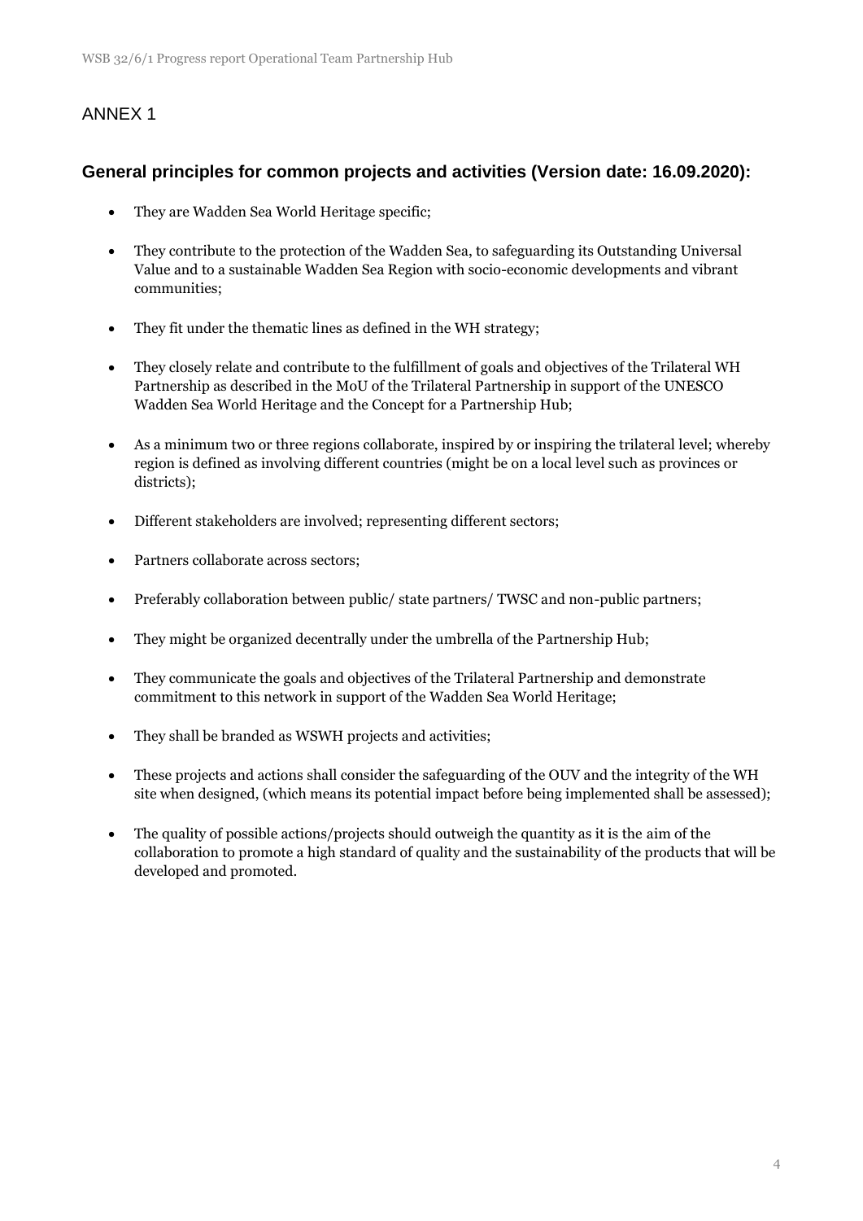# ANNEX 1

## General principles for common projects and activities (Version date: 16.09.2020):

- They are Wadden Sea World Heritage specific;
- They contribute to the protection of the Wadden Sea, to safeguarding its Outstanding Universal Value and to a sustainable Wadden Sea Region with socio-economic developments and vibrant communities;
- They fit under the thematic lines as defined in the WH strategy;
- They closely relate and contribute to the fulfillment of goals and objectives of the Trilateral WH Partnership as described in the MoU of the Trilateral Partnership in support of the UNESCO Wadden Sea World Heritage and the Concept for a Partnership Hub;
- As a minimum two or three regions collaborate, inspired by or inspiring the trilateral level; whereby region is defined as involving different countries (might be on a local level such as provinces or districts);
- Different stakeholders are involved; representing different sectors;
- Partners collaborate across sectors;
- Preferably collaboration between public/ state partners/ TWSC and non-public partners;
- They might be organized decentrally under the umbrella of the Partnership Hub;
- They communicate the goals and objectives of the Trilateral Partnership and demonstrate commitment to this network in support of the Wadden Sea World Heritage;
- They shall be branded as WSWH projects and activities;
- These projects and actions shall consider the safeguarding of the OUV and the integrity of the WH site when designed, (which means its potential impact before being implemented shall be assessed);
- The quality of possible actions/projects should outweigh the quantity as it is the aim of the collaboration to promote a high standard of quality and the sustainability of the products that will be developed and promoted.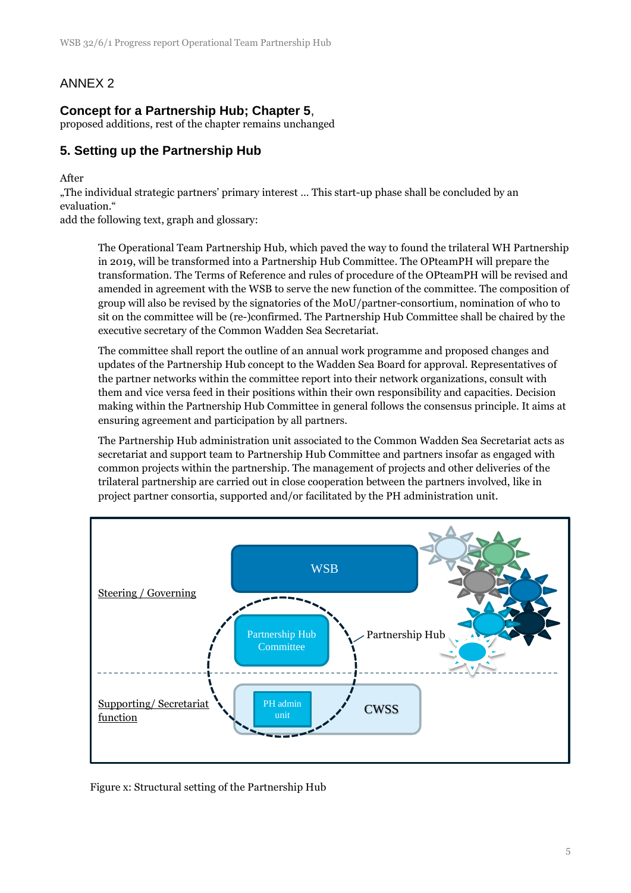ANNEX 2

**Concept for a Partnership Hub; Chapter 5**, proposed additions, rest of the chapter remains unchanged

## 5. Setting up the Partnership Hub

After
„The individual strategic partners' primary interest … This start-up phase shall be concluded by an evaluation."
add the following text, graph and glossary:

> The Operational Team Partnership Hub, which paved the way to found the trilateral WH Partnership in 2019, will be transformed into a Partnership Hub Committee. The OPteamPH will prepare the transformation. The Terms of Reference and rules of procedure of the OPteamPH will be revised and amended in agreement with the WSB to serve the new function of the committee. The composition of group will also be revised by the signatories of the MoU/partner-consortium, nomination of who to sit on the committee will be (re-)confirmed. The Partnership Hub Committee shall be chaired by the executive secretary of the Common Wadden Sea Secretariat.
>
> The committee shall report the outline of an annual work programme and proposed changes and updates of the Partnership Hub concept to the Wadden Sea Board for approval. Representatives of the partner networks within the committee report into their network organizations, consult with them and vice versa feed in their positions within their own responsibility and capacities. Decision making within the Partnership Hub Committee in general follows the consensus principle. It aims at ensuring agreement and participation by all partners.
>
> The Partnership Hub administration unit associated to the Common Wadden Sea Secretariat acts as secretariat and support team to Partnership Hub Committee and partners insofar as engaged with common projects within the partnership. The management of projects and other deliveries of the trilateral partnership are carried out in close cooperation between the partners involved, like in project partner consortia, supported and/or facilitated by the PH administration unit.

Figure x: Structural setting of the Partnership Hub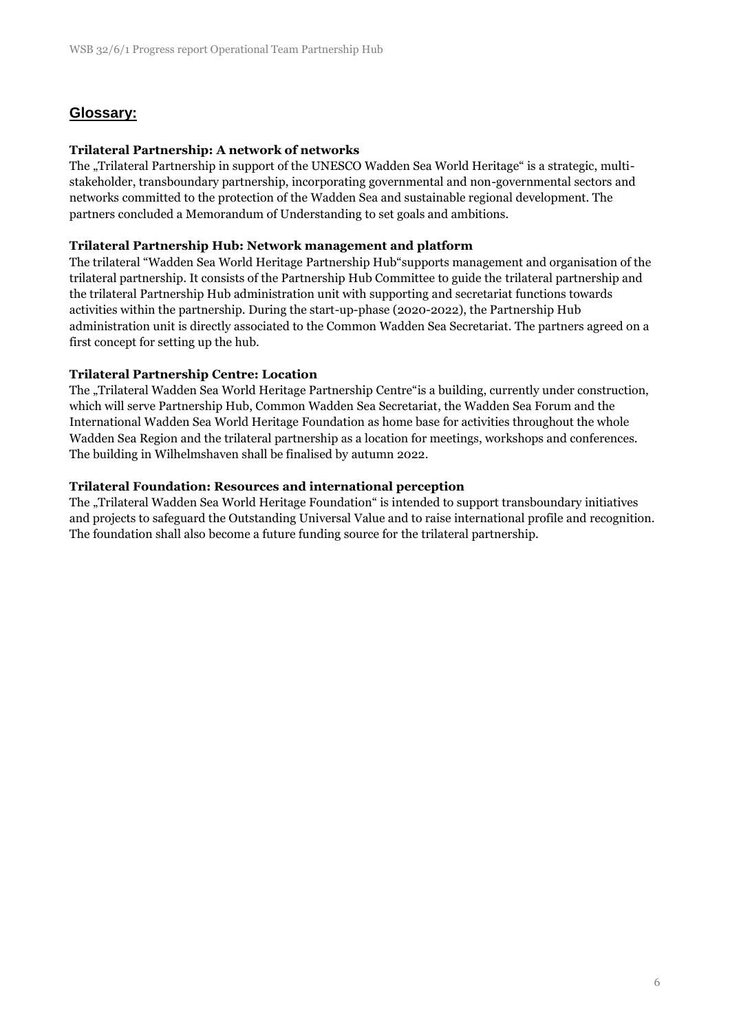## Glossary:

**Trilateral Partnership: A network of networks**

The „Trilateral Partnership in support of the UNESCO Wadden Sea World Heritage" is a strategic, multi-stakeholder, transboundary partnership, incorporating governmental and non-governmental sectors and networks committed to the protection of the Wadden Sea and sustainable regional development. The partners concluded a Memorandum of Understanding to set goals and ambitions.

**Trilateral Partnership Hub: Network management and platform**

The trilateral "Wadden Sea World Heritage Partnership Hub"supports management and organisation of the trilateral partnership. It consists of the Partnership Hub Committee to guide the trilateral partnership and the trilateral Partnership Hub administration unit with supporting and secretariat functions towards activities within the partnership. During the start-up-phase (2020-2022), the Partnership Hub administration unit is directly associated to the Common Wadden Sea Secretariat. The partners agreed on a first concept for setting up the hub.

**Trilateral Partnership Centre: Location**

The „Trilateral Wadden Sea World Heritage Partnership Centre"is a building, currently under construction, which will serve Partnership Hub, Common Wadden Sea Secretariat, the Wadden Sea Forum and the International Wadden Sea World Heritage Foundation as home base for activities throughout the whole Wadden Sea Region and the trilateral partnership as a location for meetings, workshops and conferences. The building in Wilhelmshaven shall be finalised by autumn 2022.

**Trilateral Foundation: Resources and international perception**

The „Trilateral Wadden Sea World Heritage Foundation" is intended to support transboundary initiatives and projects to safeguard the Outstanding Universal Value and to raise international profile and recognition. The foundation shall also become a future funding source for the trilateral partnership.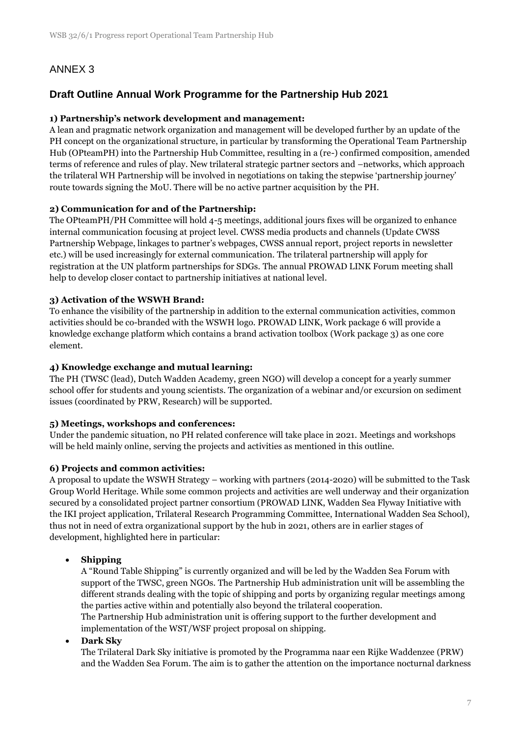# ANNEX 3

## Draft Outline Annual Work Programme for the Partnership Hub 2021

**1) Partnership's network development and management:**

A lean and pragmatic network organization and management will be developed further by an update of the PH concept on the organizational structure, in particular by transforming the Operational Team Partnership Hub (OPteamPH) into the Partnership Hub Committee, resulting in a (re-) confirmed composition, amended terms of reference and rules of play. New trilateral strategic partner sectors and –networks, which approach the trilateral WH Partnership will be involved in negotiations on taking the stepwise 'partnership journey' route towards signing the MoU. There will be no active partner acquisition by the PH.

**2) Communication for and of the Partnership:**

The OPteamPH/PH Committee will hold 4-5 meetings, additional jours fixes will be organized to enhance internal communication focusing at project level. CWSS media products and channels (Update CWSS Partnership Webpage, linkages to partner's webpages, CWSS annual report, project reports in newsletter etc.) will be used increasingly for external communication. The trilateral partnership will apply for registration at the UN platform partnerships for SDGs. The annual PROWAD LINK Forum meeting shall help to develop closer contact to partnership initiatives at national level.

**3) Activation of the WSWH Brand:**

To enhance the visibility of the partnership in addition to the external communication activities, common activities should be co-branded with the WSWH logo. PROWAD LINK, Work package 6 will provide a knowledge exchange platform which contains a brand activation toolbox (Work package 3) as one core element.

**4) Knowledge exchange and mutual learning:**

The PH (TWSC (lead), Dutch Wadden Academy, green NGO) will develop a concept for a yearly summer school offer for students and young scientists. The organization of a webinar and/or excursion on sediment issues (coordinated by PRW, Research) will be supported.

**5) Meetings, workshops and conferences:**

Under the pandemic situation, no PH related conference will take place in 2021. Meetings and workshops will be held mainly online, serving the projects and activities as mentioned in this outline.

**6) Projects and common activities:**

A proposal to update the WSWH Strategy – working with partners (2014-2020) will be submitted to the Task Group World Heritage. While some common projects and activities are well underway and their organization secured by a consolidated project partner consortium (PROWAD LINK, Wadden Sea Flyway Initiative with the IKI project application, Trilateral Research Programming Committee, International Wadden Sea School), thus not in need of extra organizational support by the hub in 2021, others are in earlier stages of development, highlighted here in particular:

- **Shipping**

  A "Round Table Shipping" is currently organized and will be led by the Wadden Sea Forum with support of the TWSC, green NGOs. The Partnership Hub administration unit will be assembling the different strands dealing with the topic of shipping and ports by organizing regular meetings among the parties active within and potentially also beyond the trilateral cooperation.

  The Partnership Hub administration unit is offering support to the further development and implementation of the WST/WSF project proposal on shipping.

- **Dark Sky**

  The Trilateral Dark Sky initiative is promoted by the Programma naar een Rijke Waddenzee (PRW) and the Wadden Sea Forum. The aim is to gather the attention on the importance nocturnal darkness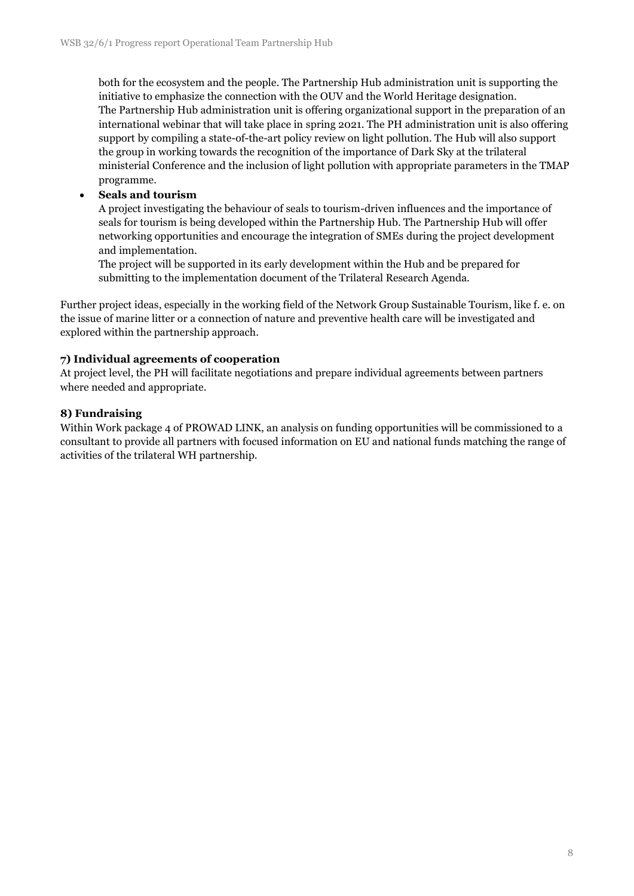both for the ecosystem and the people. The Partnership Hub administration unit is supporting the initiative to emphasize the connection with the OUV and the World Heritage designation. The Partnership Hub administration unit is offering organizational support in the preparation of an international webinar that will take place in spring 2021. The PH administration unit is also offering support by compiling a state-of-the-art policy review on light pollution. The Hub will also support the group in working towards the recognition of the importance of Dark Sky at the trilateral ministerial Conference and the inclusion of light pollution with appropriate parameters in the TMAP programme.

- **Seals and tourism**
  A project investigating the behaviour of seals to tourism-driven influences and the importance of seals for tourism is being developed within the Partnership Hub. The Partnership Hub will offer networking opportunities and encourage the integration of SMEs during the project development and implementation.
  The project will be supported in its early development within the Hub and be prepared for submitting to the implementation document of the Trilateral Research Agenda.

Further project ideas, especially in the working field of the Network Group Sustainable Tourism, like f. e. on the issue of marine litter or a connection of nature and preventive health care will be investigated and explored within the partnership approach.

**7) Individual agreements of cooperation**

At project level, the PH will facilitate negotiations and prepare individual agreements between partners where needed and appropriate.

**8) Fundraising**

Within Work package 4 of PROWAD LINK, an analysis on funding opportunities will be commissioned to a consultant to provide all partners with focused information on EU and national funds matching the range of activities of the trilateral WH partnership.